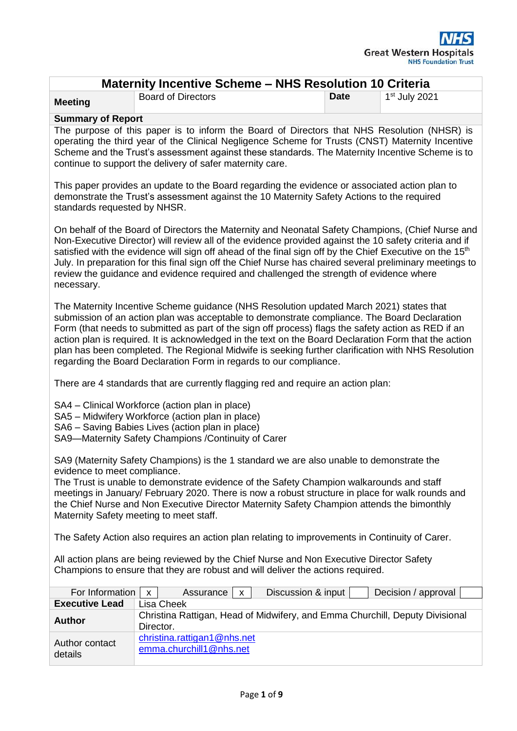# Maternity Incentive Scheme – NHS Resolution 10 Criteria

| **Meeting** | Board of Directors | **Date** | 1st July 2021 |
|---|---|---|---|

**Summary of Report**

The purpose of this paper is to inform the Board of Directors that NHS Resolution (NHSR) is operating the third year of the Clinical Negligence Scheme for Trusts (CNST) Maternity Incentive Scheme and the Trust's assessment against these standards. The Maternity Incentive Scheme is to continue to support the delivery of safer maternity care.

This paper provides an update to the Board regarding the evidence or associated action plan to demonstrate the Trust's assessment against the 10 Maternity Safety Actions to the required standards requested by NHSR.

On behalf of the Board of Directors the Maternity and Neonatal Safety Champions, (Chief Nurse and Non-Executive Director) will review all of the evidence provided against the 10 safety criteria and if satisfied with the evidence will sign off ahead of the final sign off by the Chief Executive on the 15th July. In preparation for this final sign off the Chief Nurse has chaired several preliminary meetings to review the guidance and evidence required and challenged the strength of evidence where necessary.

The Maternity Incentive Scheme guidance (NHS Resolution updated March 2021) states that submission of an action plan was acceptable to demonstrate compliance. The Board Declaration Form (that needs to submitted as part of the sign off process) flags the safety action as RED if an action plan is required. It is acknowledged in the text on the Board Declaration Form that the action plan has been completed. The Regional Midwife is seeking further clarification with NHS Resolution regarding the Board Declaration Form in regards to our compliance.

There are 4 standards that are currently flagging red and require an action plan:

SA4 – Clinical Workforce (action plan in place)
SA5 – Midwifery Workforce (action plan in place)
SA6 – Saving Babies Lives (action plan in place)
SA9—Maternity Safety Champions /Continuity of Carer

SA9 (Maternity Safety Champions) is the 1 standard we are also unable to demonstrate the evidence to meet compliance.
The Trust is unable to demonstrate evidence of the Safety Champion walkarounds and staff meetings in January/ February 2020. There is now a robust structure in place for walk rounds and the Chief Nurse and Non Executive Director Maternity Safety Champion attends the bimonthly Maternity Safety meeting to meet staff.

The Safety Action also requires an action plan relating to improvements in Continuity of Carer.

All action plans are being reviewed by the Chief Nurse and Non Executive Director Safety Champions to ensure that they are robust and will deliver the actions required.

| For Information | x | Assurance | x | Discussion & input | | Decision / approval | |
|---|---|---|---|---|---|---|---|

| | |
|---|---|
| **Executive Lead** | Lisa Cheek |
| **Author** | Christina Rattigan, Head of Midwifery, and Emma Churchill, Deputy Divisional Director. |
| Author contact details | christina.rattigan1@nhs.net<br>emma.churchill1@nhs.net |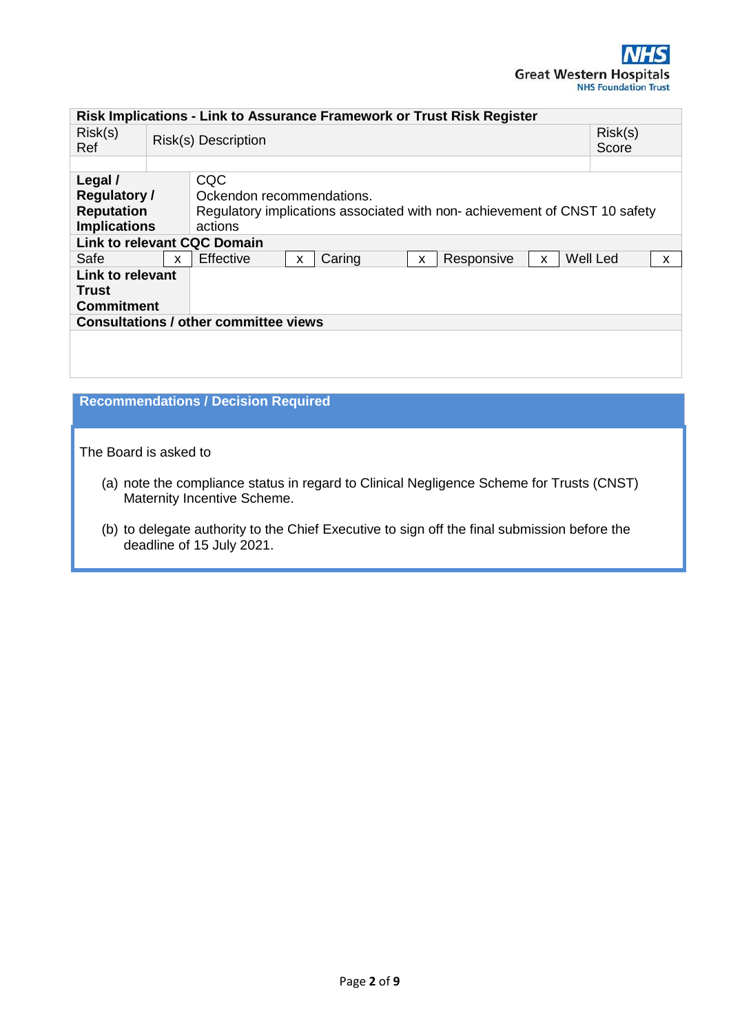| Risk Implications - Link to Assurance Framework or Trust Risk Register | | |
|---|---|---|
| Risk(s) Ref | Risk(s) Description | Risk(s) Score |
| | | |

| **Legal / Regulatory / Reputation Implications** | CQC<br>Ockendon recommendations.<br>Regulatory implications associated with non- achievement of CNST 10 safety actions |
|---|---|

**Link to relevant CQC Domain**

| Safe | x | Effective | x | Caring | x | Responsive | x | Well Led | x |
|---|---|---|---|---|---|---|---|---|---|

| **Link to relevant Trust Commitment** | |
|---|---|

**Consultations / other committee views**

## Recommendations / Decision Required

The Board is asked to

(a) note the compliance status in regard to Clinical Negligence Scheme for Trusts (CNST) Maternity Incentive Scheme.

(b) to delegate authority to the Chief Executive to sign off the final submission before the deadline of 15 July 2021.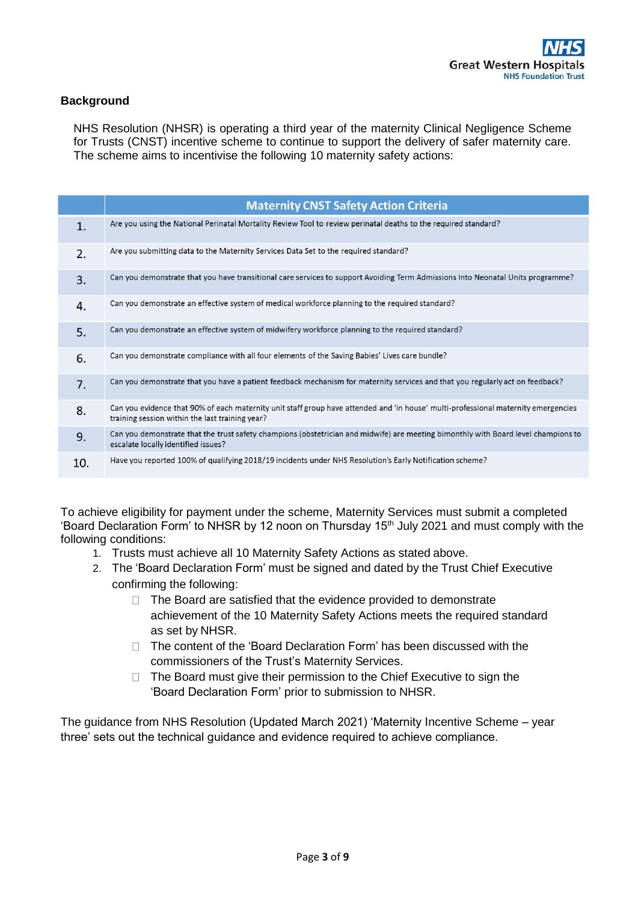## Background

NHS Resolution (NHSR) is operating a third year of the maternity Clinical Negligence Scheme for Trusts (CNST) incentive scheme to continue to support the delivery of safer maternity care. The scheme aims to incentivise the following 10 maternity safety actions:

| | Maternity CNST Safety Action Criteria |
|---|---|
| 1. | Are you using the National Perinatal Mortality Review Tool to review perinatal deaths to the required standard? |
| 2. | Are you submitting data to the Maternity Services Data Set to the required standard? |
| 3. | Can you demonstrate that you have transitional care services to support Avoiding Term Admissions Into Neonatal Units programme? |
| 4. | Can you demonstrate an effective system of medical workforce planning to the required standard? |
| 5. | Can you demonstrate an effective system of midwifery workforce planning to the required standard? |
| 6. | Can you demonstrate compliance with all four elements of the Saving Babies' Lives care bundle? |
| 7. | Can you demonstrate that you have a patient feedback mechanism for maternity services and that you regularly act on feedback? |
| 8. | Can you evidence that 90% of each maternity unit staff group have attended and 'in house' multi-professional maternity emergencies training session within the last training year? |
| 9. | Can you demonstrate that the trust safety champions (obstetrician and midwife) are meeting bimonthly with Board level champions to escalate locally identified issues? |
| 10. | Have you reported 100% of qualifying 2018/19 incidents under NHS Resolution's Early Notification scheme? |

To achieve eligibility for payment under the scheme, Maternity Services must submit a completed 'Board Declaration Form' to NHSR by 12 noon on Thursday 15th July 2021 and must comply with the following conditions:

1. Trusts must achieve all 10 Maternity Safety Actions as stated above.
2. The 'Board Declaration Form' must be signed and dated by the Trust Chief Executive confirming the following:
   - The Board are satisfied that the evidence provided to demonstrate achievement of the 10 Maternity Safety Actions meets the required standard as set by NHSR.
   - The content of the 'Board Declaration Form' has been discussed with the commissioners of the Trust's Maternity Services.
   - The Board must give their permission to the Chief Executive to sign the 'Board Declaration Form' prior to submission to NHSR.

The guidance from NHS Resolution (Updated March 2021) 'Maternity Incentive Scheme – year three' sets out the technical guidance and evidence required to achieve compliance.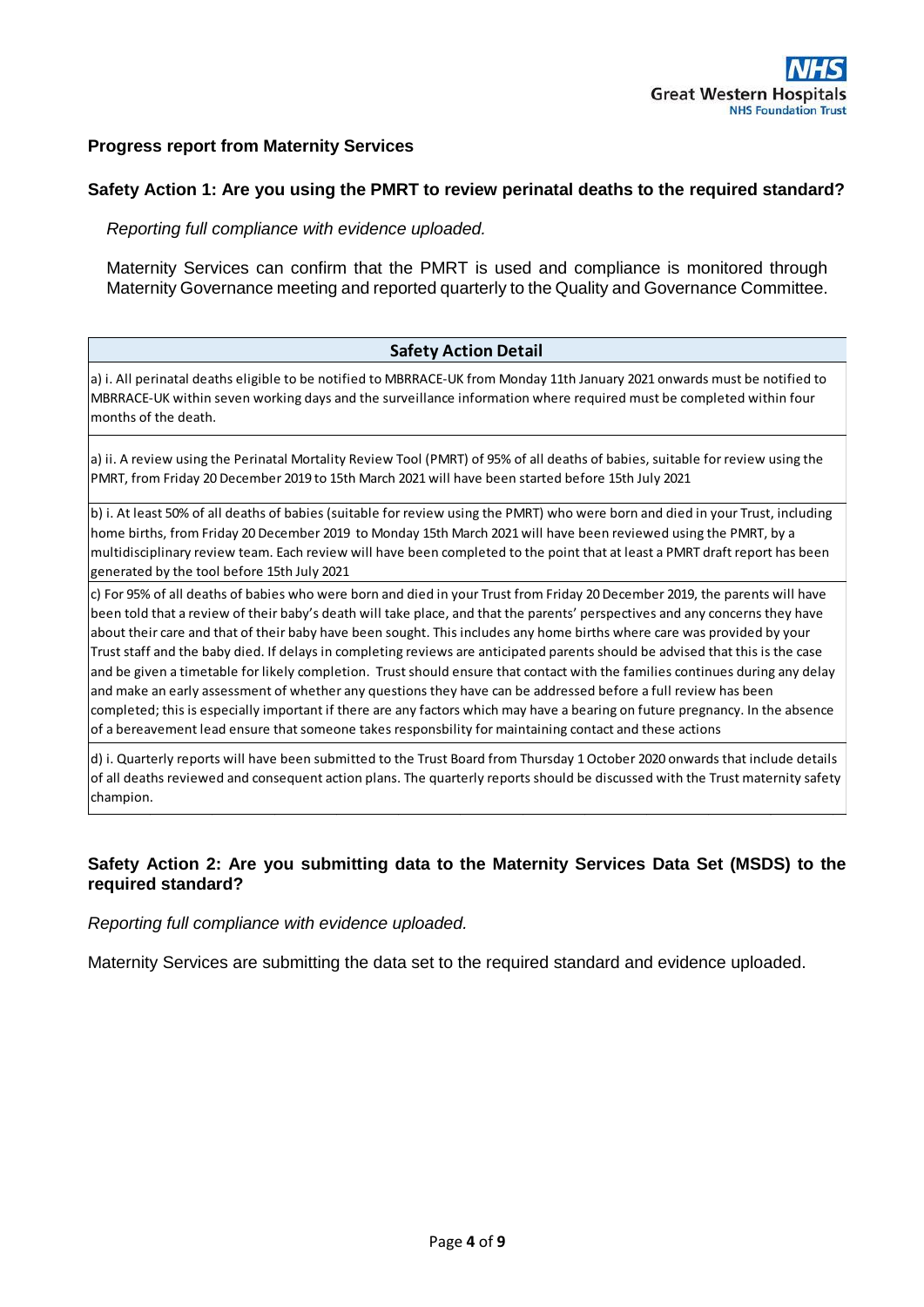## Progress report from Maternity Services

### Safety Action 1: Are you using the PMRT to review perinatal deaths to the required standard?

*Reporting full compliance with evidence uploaded.*

Maternity Services can confirm that the PMRT is used and compliance is monitored through Maternity Governance meeting and reported quarterly to the Quality and Governance Committee.

| Safety Action Detail |
| --- |
| a) i. All perinatal deaths eligible to be notified to MBRRACE-UK from Monday 11th January 2021 onwards must be notified to MBRRACE-UK within seven working days and the surveillance information where required must be completed within four months of the death. |
| a) ii. A review using the Perinatal Mortality Review Tool (PMRT) of 95% of all deaths of babies, suitable for review using the PMRT, from Friday 20 December 2019 to 15th March 2021 will have been started before 15th July 2021 |
| b) i. At least 50% of all deaths of babies (suitable for review using the PMRT) who were born and died in your Trust, including home births, from Friday 20 December 2019 to Monday 15th March 2021 will have been reviewed using the PMRT, by a multidisciplinary review team. Each review will have been completed to the point that at least a PMRT draft report has been generated by the tool before 15th July 2021 |
| c) For 95% of all deaths of babies who were born and died in your Trust from Friday 20 December 2019, the parents will have been told that a review of their baby's death will take place, and that the parents' perspectives and any concerns they have about their care and that of their baby have been sought. This includes any home births where care was provided by your Trust staff and the baby died. If delays in completing reviews are anticipated parents should be advised that this is the case and be given a timetable for likely completion. Trust should ensure that contact with the families continues during any delay and make an early assessment of whether any questions they have can be addressed before a full review has been completed; this is especially important if there are any factors which may have a bearing on future pregnancy. In the absence of a bereavement lead ensure that someone takes responsbility for maintaining contact and these actions |
| d) i. Quarterly reports will have been submitted to the Trust Board from Thursday 1 October 2020 onwards that include details of all deaths reviewed and consequent action plans. The quarterly reports should be discussed with the Trust maternity safety champion. |

### Safety Action 2: Are you submitting data to the Maternity Services Data Set (MSDS) to the required standard?

*Reporting full compliance with evidence uploaded.*

Maternity Services are submitting the data set to the required standard and evidence uploaded.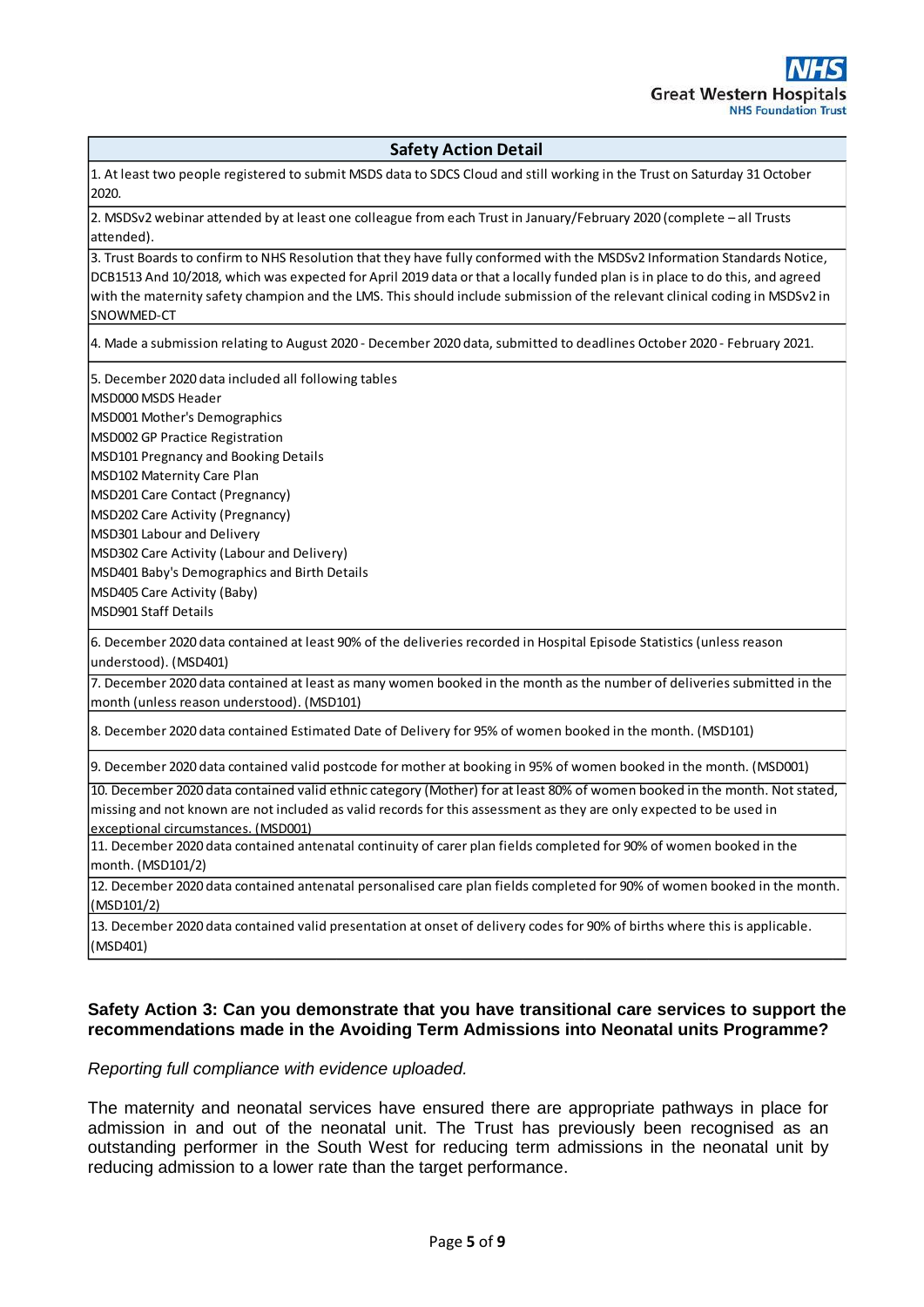| Safety Action Detail |
| --- |
| 1. At least two people registered to submit MSDS data to SDCS Cloud and still working in the Trust on Saturday 31 October 2020. |
| 2. MSDSv2 webinar attended by at least one colleague from each Trust in January/February 2020 (complete – all Trusts attended). |
| 3. Trust Boards to confirm to NHS Resolution that they have fully conformed with the MSDSv2 Information Standards Notice, DCB1513 And 10/2018, which was expected for April 2019 data or that a locally funded plan is in place to do this, and agreed with the maternity safety champion and the LMS. This should include submission of the relevant clinical coding in MSDSv2 in SNOWMED-CT |
| 4. Made a submission relating to August 2020 - December 2020 data, submitted to deadlines October 2020 - February 2021. |
| 5. December 2020 data included all following tables<br>MSD000 MSDS Header<br>MSD001 Mother's Demographics<br>MSD002 GP Practice Registration<br>MSD101 Pregnancy and Booking Details<br>MSD102 Maternity Care Plan<br>MSD201 Care Contact (Pregnancy)<br>MSD202 Care Activity (Pregnancy)<br>MSD301 Labour and Delivery<br>MSD302 Care Activity (Labour and Delivery)<br>MSD401 Baby's Demographics and Birth Details<br>MSD405 Care Activity (Baby)<br>MSD901 Staff Details |
| 6. December 2020 data contained at least 90% of the deliveries recorded in Hospital Episode Statistics (unless reason understood). (MSD401) |
| 7. December 2020 data contained at least as many women booked in the month as the number of deliveries submitted in the month (unless reason understood). (MSD101) |
| 8. December 2020 data contained Estimated Date of Delivery for 95% of women booked in the month. (MSD101) |
| 9. December 2020 data contained valid postcode for mother at booking in 95% of women booked in the month. (MSD001) |
| 10. December 2020 data contained valid ethnic category (Mother) for at least 80% of women booked in the month. Not stated, missing and not known are not included as valid records for this assessment as they are only expected to be used in exceptional circumstances. (MSD001) |
| 11. December 2020 data contained antenatal continuity of carer plan fields completed for 90% of women booked in the month. (MSD101/2) |
| 12. December 2020 data contained antenatal personalised care plan fields completed for 90% of women booked in the month. (MSD101/2) |
| 13. December 2020 data contained valid presentation at onset of delivery codes for 90% of births where this is applicable. (MSD401) |

**Safety Action 3: Can you demonstrate that you have transitional care services to support the recommendations made in the Avoiding Term Admissions into Neonatal units Programme?**

*Reporting full compliance with evidence uploaded.*

The maternity and neonatal services have ensured there are appropriate pathways in place for admission in and out of the neonatal unit. The Trust has previously been recognised as an outstanding performer in the South West for reducing term admissions in the neonatal unit by reducing admission to a lower rate than the target performance.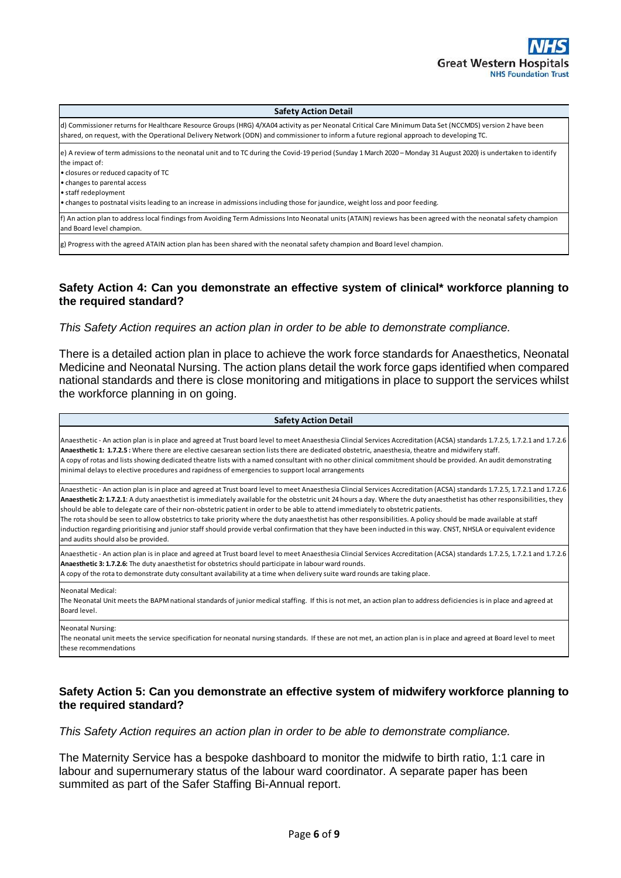| Safety Action Detail |
|---|
| d) Commissioner returns for Healthcare Resource Groups (HRG) 4/XA04 activity as per Neonatal Critical Care Minimum Data Set (NCCMDS) version 2 have been shared, on request, with the Operational Delivery Network (ODN) and commissioner to inform a future regional approach to developing TC. |
| e) A review of term admissions to the neonatal unit and to TC during the Covid-19 period (Sunday 1 March 2020 – Monday 31 August 2020) is undertaken to identify the impact of:<br>• closures or reduced capacity of TC<br>• changes to parental access<br>• staff redeployment<br>• changes to postnatal visits leading to an increase in admissions including those for jaundice, weight loss and poor feeding. |
| f) An action plan to address local findings from Avoiding Term Admissions Into Neonatal units (ATAIN) reviews has been agreed with the neonatal safety champion and Board level champion. |
| g) Progress with the agreed ATAIN action plan has been shared with the neonatal safety champion and Board level champion. |

## Safety Action 4: Can you demonstrate an effective system of clinical* workforce planning to the required standard?

*This Safety Action requires an action plan in order to be able to demonstrate compliance.*

There is a detailed action plan in place to achieve the work force standards for Anaesthetics, Neonatal Medicine and Neonatal Nursing. The action plans detail the work force gaps identified when compared national standards and there is close monitoring and mitigations in place to support the services whilst the workforce planning in on going.

| Safety Action Detail |
|---|
| Anaesthetic - An action plan is in place and agreed at Trust board level to meet Anaesthesia Clincial Services Accreditation (ACSA) standards 1.7.2.5, 1.7.2.1 and 1.7.2.6<br>**Anaesthetic 1: 1.7.2.5 :** Where there are elective caesarean section lists there are dedicated obstetric, anaesthesia, theatre and midwifery staff.<br>A copy of rotas and lists showing dedicated theatre lists with a named consultant with no other clinical commitment should be provided. An audit demonstrating minimal delays to elective procedures and rapidness of emergencies to support local arrangements |
| Anaesthetic - An action plan is in place and agreed at Trust board level to meet Anaesthesia Clincial Services Accreditation (ACSA) standards 1.7.2.5, 1.7.2.1 and 1.7.2.6<br>**Anaesthetic 2: 1.7.2.1**: A duty anaesthetist is immediately available for the obstetric unit 24 hours a day. Where the duty anaesthetist has other responsibilities, they should be able to delegate care of their non-obstetric patient in order to be able to attend immediately to obstetric patients.<br>The rota should be seen to allow obstetrics to take priority where the duty anaesthetist has other responsibilities. A policy should be made available at staff induction regarding prioritising and junior staff should provide verbal confirmation that they have been inducted in this way. CNST, NHSLA or equivalent evidence and audits should also be provided. |
| Anaesthetic - An action plan is in place and agreed at Trust board level to meet Anaesthesia Clincial Services Accreditation (ACSA) standards 1.7.2.5, 1.7.2.1 and 1.7.2.6<br>**Anaesthetic 3: 1.7.2.6:** The duty anaesthetist for obstetrics should participate in labour ward rounds.<br>A copy of the rota to demonstrate duty consultant availability at a time when delivery suite ward rounds are taking place. |
| Neonatal Medical:<br>The Neonatal Unit meets the BAPM national standards of junior medical staffing. If this is not met, an action plan to address deficiencies is in place and agreed at Board level. |
| Neonatal Nursing:<br>The neonatal unit meets the service specification for neonatal nursing standards. If these are not met, an action plan is in place and agreed at Board level to meet these recommendations |

## Safety Action 5: Can you demonstrate an effective system of midwifery workforce planning to the required standard?

*This Safety Action requires an action plan in order to be able to demonstrate compliance.*

The Maternity Service has a bespoke dashboard to monitor the midwife to birth ratio, 1:1 care in labour and supernumerary status of the labour ward coordinator. A separate paper has been summited as part of the Safer Staffing Bi-Annual report.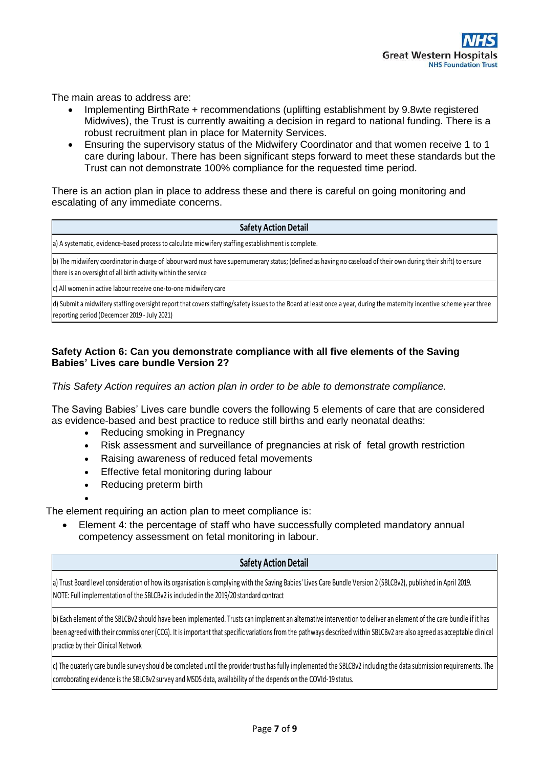The main areas to address are:

- Implementing BirthRate + recommendations (uplifting establishment by 9.8wte registered Midwives), the Trust is currently awaiting a decision in regard to national funding. There is a robust recruitment plan in place for Maternity Services.
- Ensuring the supervisory status of the Midwifery Coordinator and that women receive 1 to 1 care during labour. There has been significant steps forward to meet these standards but the Trust can not demonstrate 100% compliance for the requested time period.

There is an action plan in place to address these and there is careful on going monitoring and escalating of any immediate concerns.

| Safety Action Detail |
| --- |
| a) A systematic, evidence-based process to calculate midwifery staffing establishment is complete. |
| b) The midwifery coordinator in charge of labour ward must have supernumerary status; (defined as having no caseload of their own during their shift) to ensure there is an oversight of all birth activity within the service |
| c) All women in active labour receive one-to-one midwifery care |
| d) Submit a midwifery staffing oversight report that covers staffing/safety issues to the Board at least once a year, during the maternity incentive scheme year three reporting period (December 2019 - July 2021) |

### Safety Action 6: Can you demonstrate compliance with all five elements of the Saving Babies' Lives care bundle Version 2?

*This Safety Action requires an action plan in order to be able to demonstrate compliance.*

The Saving Babies' Lives care bundle covers the following 5 elements of care that are considered as evidence-based and best practice to reduce still births and early neonatal deaths:

- Reducing smoking in Pregnancy
- Risk assessment and surveillance of pregnancies at risk of fetal growth restriction
- Raising awareness of reduced fetal movements
- Effective fetal monitoring during labour
- Reducing preterm birth

The element requiring an action plan to meet compliance is:

- Element 4: the percentage of staff who have successfully completed mandatory annual competency assessment on fetal monitoring in labour.

| Safety Action Detail |
| --- |
| a) Trust Board level consideration of how its organisation is complying with the Saving Babies' Lives Care Bundle Version 2 (SBLCBv2), published in April 2019. NOTE: Full implementation of the SBLCBv2 is included in the 2019/20 standard contract |
| b) Each element of the SBLCBv2 should have been implemented. Trusts can implement an alternative intervention to deliver an element of the care bundle if it has been agreed with their commissioner (CCG). It is important that specific variations from the pathways described within SBLCBv2 are also agreed as acceptable clinical practice by their Clinical Network |
| c) The quaterly care bundle survey should be completed until the provider trust has fully implemented the SBLCBv2 including the data submission requirements. The corroborating evidence is the SBLCBv2 survey and MSDS data, availability of the depends on the COVId-19 status. |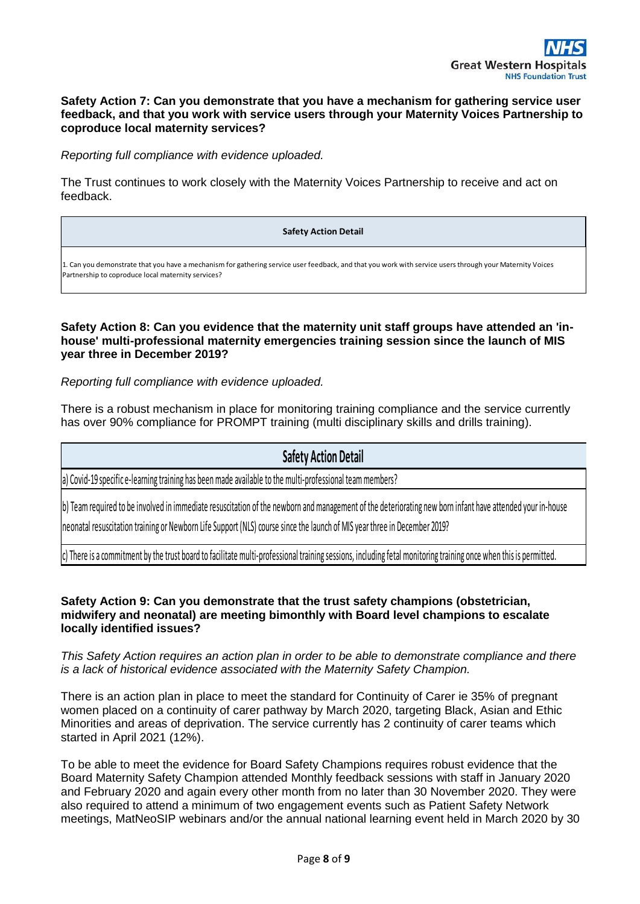**Safety Action 7: Can you demonstrate that you have a mechanism for gathering service user feedback, and that you work with service users through your Maternity Voices Partnership to coproduce local maternity services?**

*Reporting full compliance with evidence uploaded.*

The Trust continues to work closely with the Maternity Voices Partnership to receive and act on feedback.

| Safety Action Detail |
| --- |
| 1. Can you demonstrate that you have a mechanism for gathering service user feedback, and that you work with service users through your Maternity Voices Partnership to coproduce local maternity services? |

**Safety Action 8: Can you evidence that the maternity unit staff groups have attended an 'in-house' multi-professional maternity emergencies training session since the launch of MIS year three in December 2019?**

*Reporting full compliance with evidence uploaded.*

There is a robust mechanism in place for monitoring training compliance and the service currently has over 90% compliance for PROMPT training (multi disciplinary skills and drills training).

| Safety Action Detail |
| --- |
| a) Covid-19 specific e-learning training has been made available to the multi-professional team members? |
| b) Team required to be involved in immediate resuscitation of the newborn and management of the deteriorating new born infant have attended your in-house neonatal resuscitation training or Newborn Life Support (NLS) course since the launch of MIS year three in December 2019? |
| c) There is a commitment by the trust board to facilitate multi-professional training sessions, including fetal monitoring training once when this is permitted. |

**Safety Action 9: Can you demonstrate that the trust safety champions (obstetrician, midwifery and neonatal) are meeting bimonthly with Board level champions to escalate locally identified issues?**

*This Safety Action requires an action plan in order to be able to demonstrate compliance and there is a lack of historical evidence associated with the Maternity Safety Champion.*

There is an action plan in place to meet the standard for Continuity of Carer ie 35% of pregnant women placed on a continuity of carer pathway by March 2020, targeting Black, Asian and Ethic Minorities and areas of deprivation. The service currently has 2 continuity of carer teams which started in April 2021 (12%).

To be able to meet the evidence for Board Safety Champions requires robust evidence that the Board Maternity Safety Champion attended Monthly feedback sessions with staff in January 2020 and February 2020 and again every other month from no later than 30 November 2020. They were also required to attend a minimum of two engagement events such as Patient Safety Network meetings, MatNeoSIP webinars and/or the annual national learning event held in March 2020 by 30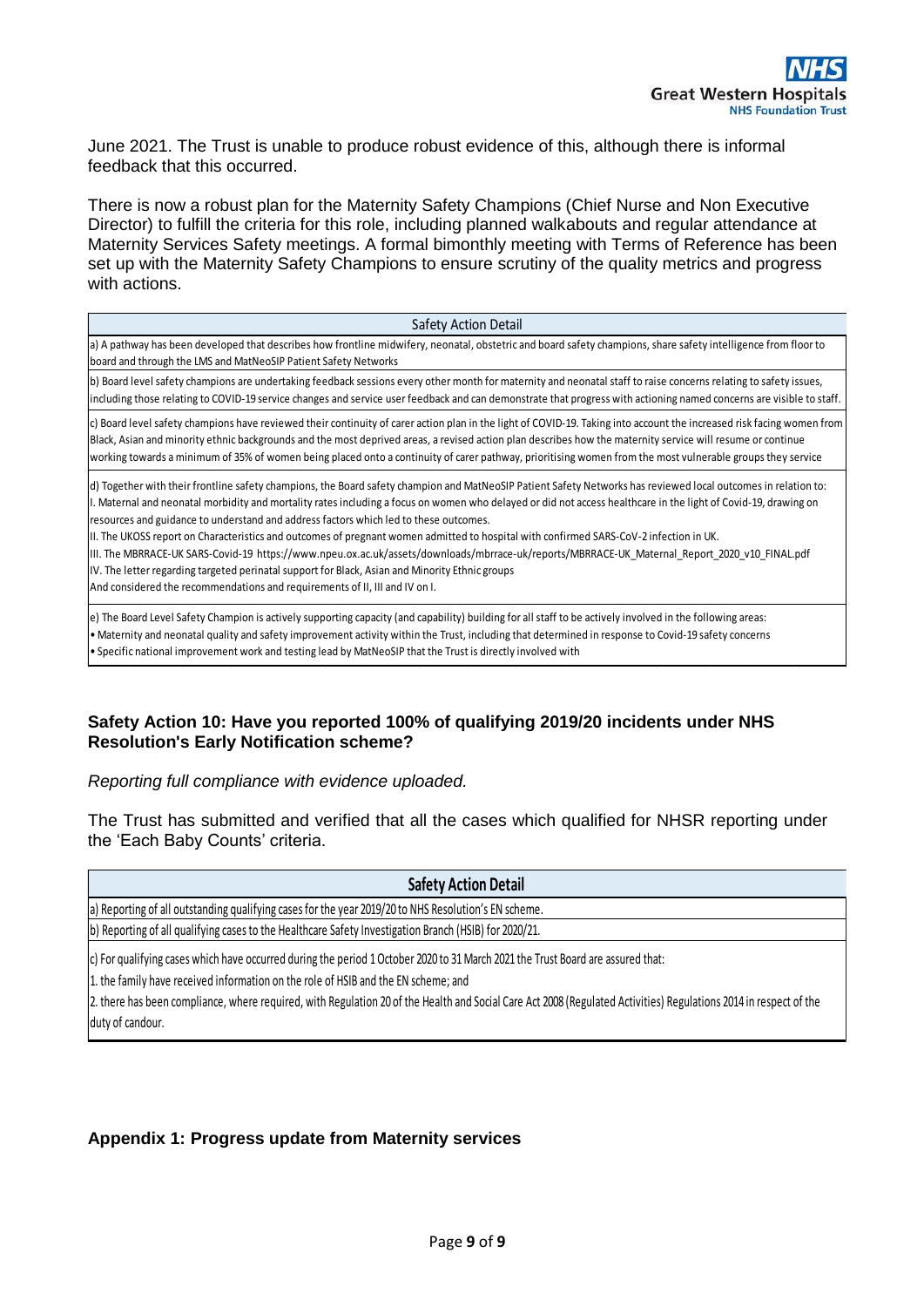June 2021. The Trust is unable to produce robust evidence of this, although there is informal feedback that this occurred.

There is now a robust plan for the Maternity Safety Champions (Chief Nurse and Non Executive Director) to fulfill the criteria for this role, including planned walkabouts and regular attendance at Maternity Services Safety meetings. A formal bimonthly meeting with Terms of Reference has been set up with the Maternity Safety Champions to ensure scrutiny of the quality metrics and progress with actions.

| Safety Action Detail |
|---|
| a) A pathway has been developed that describes how frontline midwifery, neonatal, obstetric and board safety champions, share safety intelligence from floor to board and through the LMS and MatNeoSIP Patient Safety Networks |
| b) Board level safety champions are undertaking feedback sessions every other month for maternity and neonatal staff to raise concerns relating to safety issues, including those relating to COVID-19 service changes and service user feedback and can demonstrate that progress with actioning named concerns are visible to staff. |
| c) Board level safety champions have reviewed their continuity of carer action plan in the light of COVID-19. Taking into account the increased risk facing women from Black, Asian and minority ethnic backgrounds and the most deprived areas, a revised action plan describes how the maternity service will resume or continue working towards a minimum of 35% of women being placed onto a continuity of carer pathway, prioritising women from the most vulnerable groups they service |
| d) Together with their frontline safety champions, the Board safety champion and MatNeoSIP Patient Safety Networks has reviewed local outcomes in relation to:<br>I. Maternal and neonatal morbidity and mortality rates including a focus on women who delayed or did not access healthcare in the light of Covid-19, drawing on resources and guidance to understand and address factors which led to these outcomes.<br>II. The UKOSS report on Characteristics and outcomes of pregnant women admitted to hospital with confirmed SARS-CoV-2 infection in UK.<br>III. The MBRRACE-UK SARS-Covid-19 https://www.npeu.ox.ac.uk/assets/downloads/mbrrace-uk/reports/MBRRACE-UK_Maternal_Report_2020_v10_FINAL.pdf<br>IV. The letter regarding targeted perinatal support for Black, Asian and Minority Ethnic groups<br>And considered the recommendations and requirements of II, III and IV on I. |
| e) The Board Level Safety Champion is actively supporting capacity (and capability) building for all staff to be actively involved in the following areas:<br>• Maternity and neonatal quality and safety improvement activity within the Trust, including that determined in response to Covid-19 safety concerns<br>• Specific national improvement work and testing lead by MatNeoSIP that the Trust is directly involved with |

### Safety Action 10: Have you reported 100% of qualifying 2019/20 incidents under NHS Resolution's Early Notification scheme?

*Reporting full compliance with evidence uploaded.*

The Trust has submitted and verified that all the cases which qualified for NHSR reporting under the 'Each Baby Counts' criteria.

| **Safety Action Detail** |
|---|
| a) Reporting of all outstanding qualifying cases for the year 2019/20 to NHS Resolution's EN scheme. |
| b) Reporting of all qualifying cases to the Healthcare Safety Investigation Branch (HSIB) for 2020/21. |
| c) For qualifying cases which have occurred during the period 1 October 2020 to 31 March 2021 the Trust Board are assured that:<br>1. the family have received information on the role of HSIB and the EN scheme; and<br>2. there has been compliance, where required, with Regulation 20 of the Health and Social Care Act 2008 (Regulated Activities) Regulations 2014 in respect of the duty of candour. |

### Appendix 1: Progress update from Maternity services